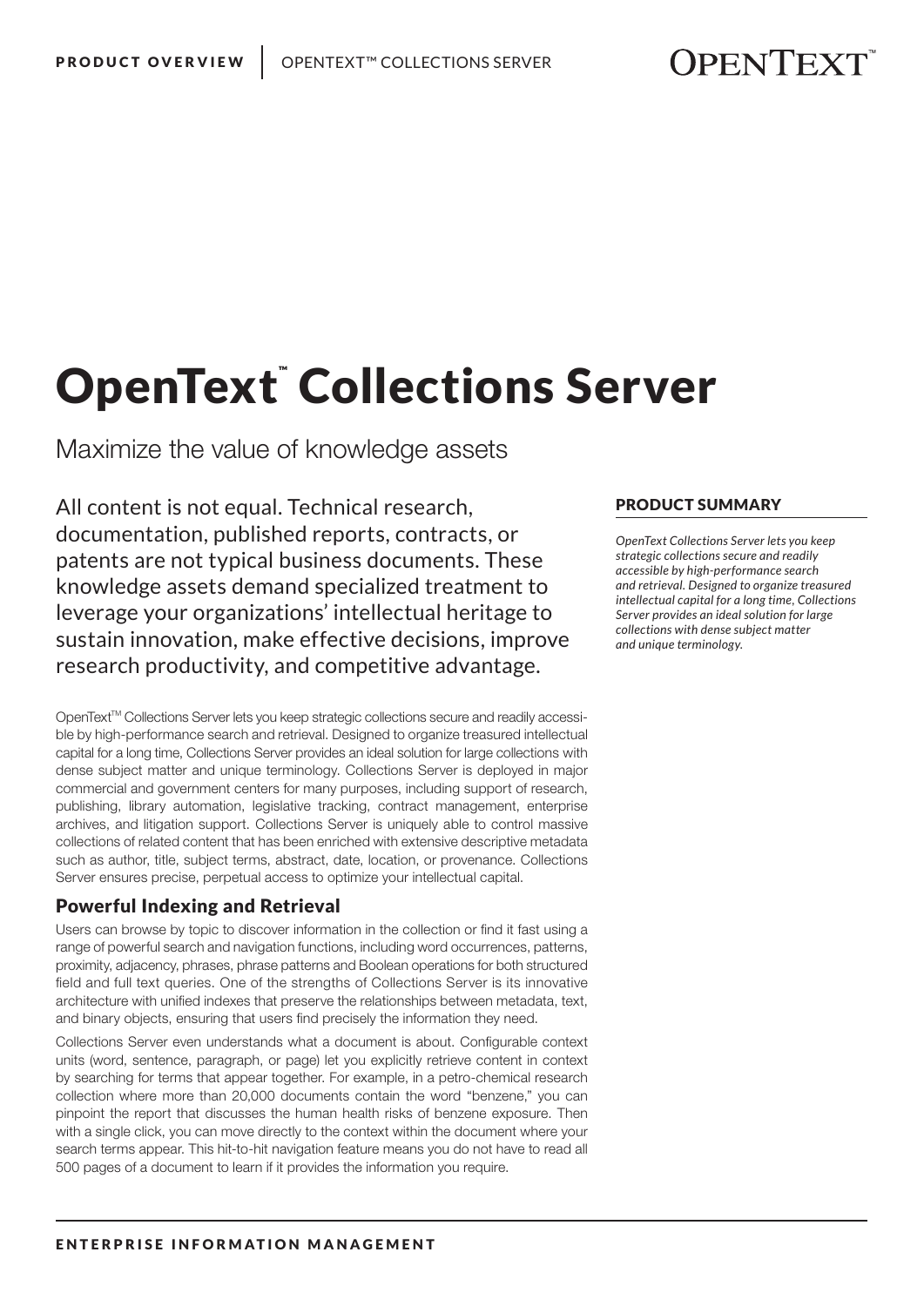# OpenText™ Collections Server

Maximize the value of knowledge assets

All content is not equal. Technical research, documentation, published reports, contracts, or patents are not typical business documents. These knowledge assets demand specialized treatment to leverage your organizations' intellectual heritage to sustain innovation, make effective decisions, improve research productivity, and competitive advantage.

OpenText™ Collections Server lets you keep strategic collections secure and readily accessible by high-performance search and retrieval. Designed to organize treasured intellectual capital for a long time, Collections Server provides an ideal solution for large collections with dense subject matter and unique terminology. Collections Server is deployed in major commercial and government centers for many purposes, including support of research, publishing, library automation, legislative tracking, contract management, enterprise archives, and litigation support. Collections Server is uniquely able to control massive collections of related content that has been enriched with extensive descriptive metadata such as author, title, subject terms, abstract, date, location, or provenance. Collections Server ensures precise, perpetual access to optimize your intellectual capital.

## Powerful Indexing and Retrieval

Users can browse by topic to discover information in the collection or find it fast using a range of powerful search and navigation functions, including word occurrences, patterns, proximity, adjacency, phrases, phrase patterns and Boolean operations for both structured field and full text queries. One of the strengths of Collections Server is its innovative architecture with unified indexes that preserve the relationships between metadata, text, and binary objects, ensuring that users find precisely the information they need.

Collections Server even understands what a document is about. Configurable context units (word, sentence, paragraph, or page) let you explicitly retrieve content in context by searching for terms that appear together. For example, in a petro-chemical research collection where more than 20,000 documents contain the word "benzene," you can pinpoint the report that discusses the human health risks of benzene exposure. Then with a single click, you can move directly to the context within the document where your search terms appear. This hit-to-hit navigation feature means you do not have to read all 500 pages of a document to learn if it provides the information you require.

### PRODUCT SUMMARY

*OpenText Collections Server lets you keep strategic collections secure and readily accessible by high-performance search and retrieval. Designed to organize treasured intellectual capital for a long time, Collections Server provides an ideal solution for large collections with dense subject matter and unique terminology.*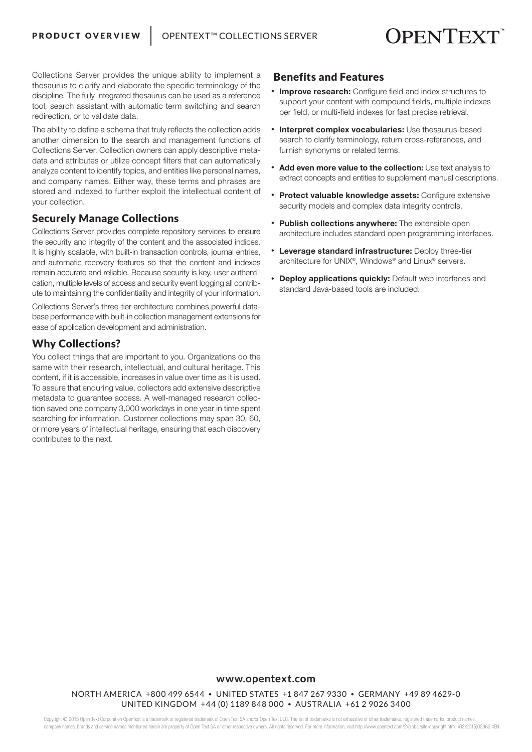Collections Server provides the unique ability to implement a thesaurus to clarify and elaborate the specific terminology of the discipline. The fully-integrated thesaurus can be used as a reference tool, search assistant with automatic term switching and search redirection, or to validate data.

The ability to define a schema that truly reflects the collection adds another dimension to the search and management functions of Collections Server. Collection owners can apply descriptive metadata and attributes or utilize concept filters that can automatically analyze content to identify topics, and entities like personal names, and company names. Either way, these terms and phrases are stored and indexed to further exploit the intellectual content of your collection.

## Securely Manage Collections

Collections Server provides complete repository services to ensure the security and integrity of the content and the associated indices. It is highly scalable, with built-in transaction controls, journal entries, and automatic recovery features so that the content and indexes remain accurate and reliable. Because security is key, user authentication, multiple levels of access and security event logging all contribute to maintaining the confidentiality and integrity of your information.

Collections Server's three-tier architecture combines powerful database performance with built-in collection management extensions for ease of application development and administration.

## Why Collections?

You collect things that are important to you. Organizations do the same with their research, intellectual, and cultural heritage. This content, if it is accessible, increases in value over time as it is used. To assure that enduring value, collectors add extensive descriptive metadata to guarantee access. A well-managed research collection saved one company 3,000 workdays in one year in time spent searching for information. Customer collections may span 30, 60, or more years of intellectual heritage, ensuring that each discovery contributes to the next.

## Benefits and Features

- **Improve research:** Configure field and index structures to support your content with compound fields, multiple indexes per field, or multi-field indexes for fast precise retrieval.
- **Interpret complex vocabularies:** Use thesaurus-based search to clarify terminology, return cross-references, and furnish synonyms or related terms.
- **Add even more value to the collection:** Use text analysis to extract concepts and entities to supplement manual descriptions.
- **Protect valuable knowledge assets:** Configure extensive security models and complex data integrity controls.
- **Publish collections anywhere:** The extensible open architecture includes standard open programming interfaces.
- **Leverage standard infrastructure:** Deploy three-tier architecture for UNIX®, Windows® and Linux® servers.
- **Deploy applications quickly:** Default web interfaces and standard Java-based tools are included.

**www.opentext.com**

NORTH AMERICA +800 499 6544 • UNITED STATES +1 847 267 9330 • GERMANY +49 89 4629-0
UNITED KINGDOM +44 (0) 1189 848 000 • AUSTRALIA +61 2 9026 3400

Copyright © 2015 Open Text Corporation OpenText is a trademark or registered trademark of Open Text SA and/or Open Text ULC. The list of trademarks is not exhaustive of other trademarks, registered trademarks, product names, company names, brands and service names mentioned herein are property of Open Text SA or other respective owners. All rights reserved. For more information, visit:http://www.opentext.com/2/global/site-copyright.html (02/2015)02962.4EN